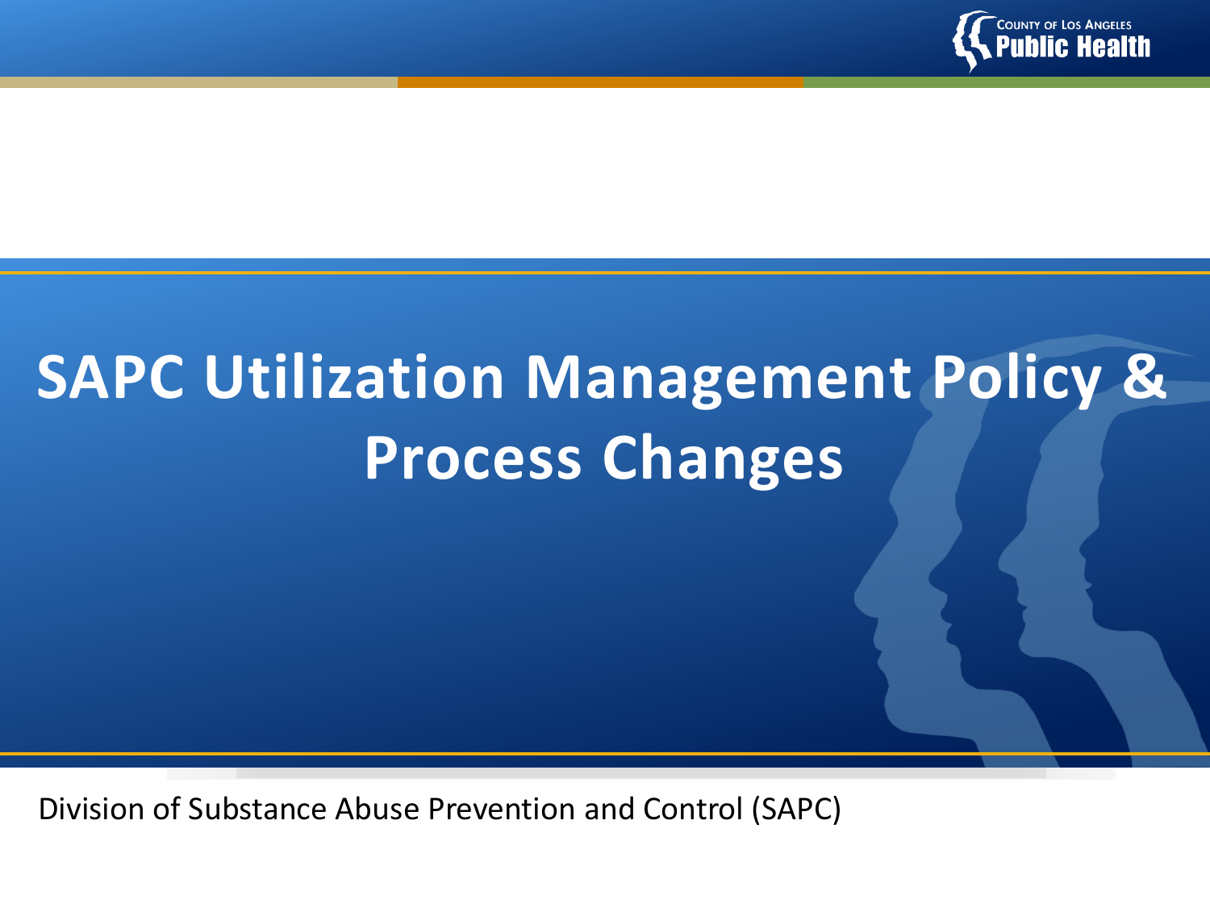# SAPC Utilization Management Policy & Process Changes

Division of Substance Abuse Prevention and Control (SAPC)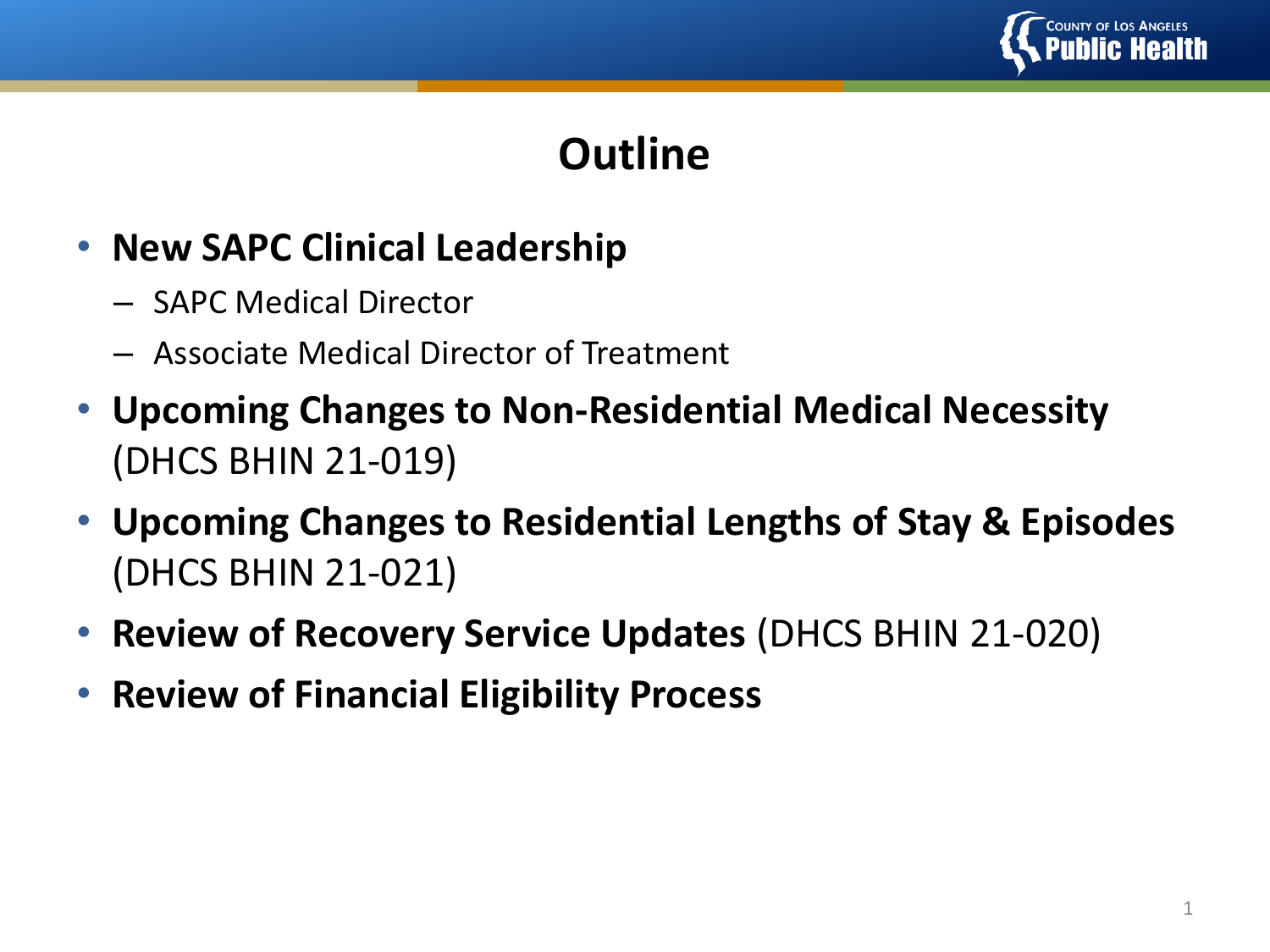# Outline

- **New SAPC Clinical Leadership**
  - SAPC Medical Director
  - Associate Medical Director of Treatment
- **Upcoming Changes to Non-Residential Medical Necessity** (DHCS BHIN 21-019)
- **Upcoming Changes to Residential Lengths of Stay & Episodes** (DHCS BHIN 21-021)
- **Review of Recovery Service Updates** (DHCS BHIN 21-020)
- **Review of Financial Eligibility Process**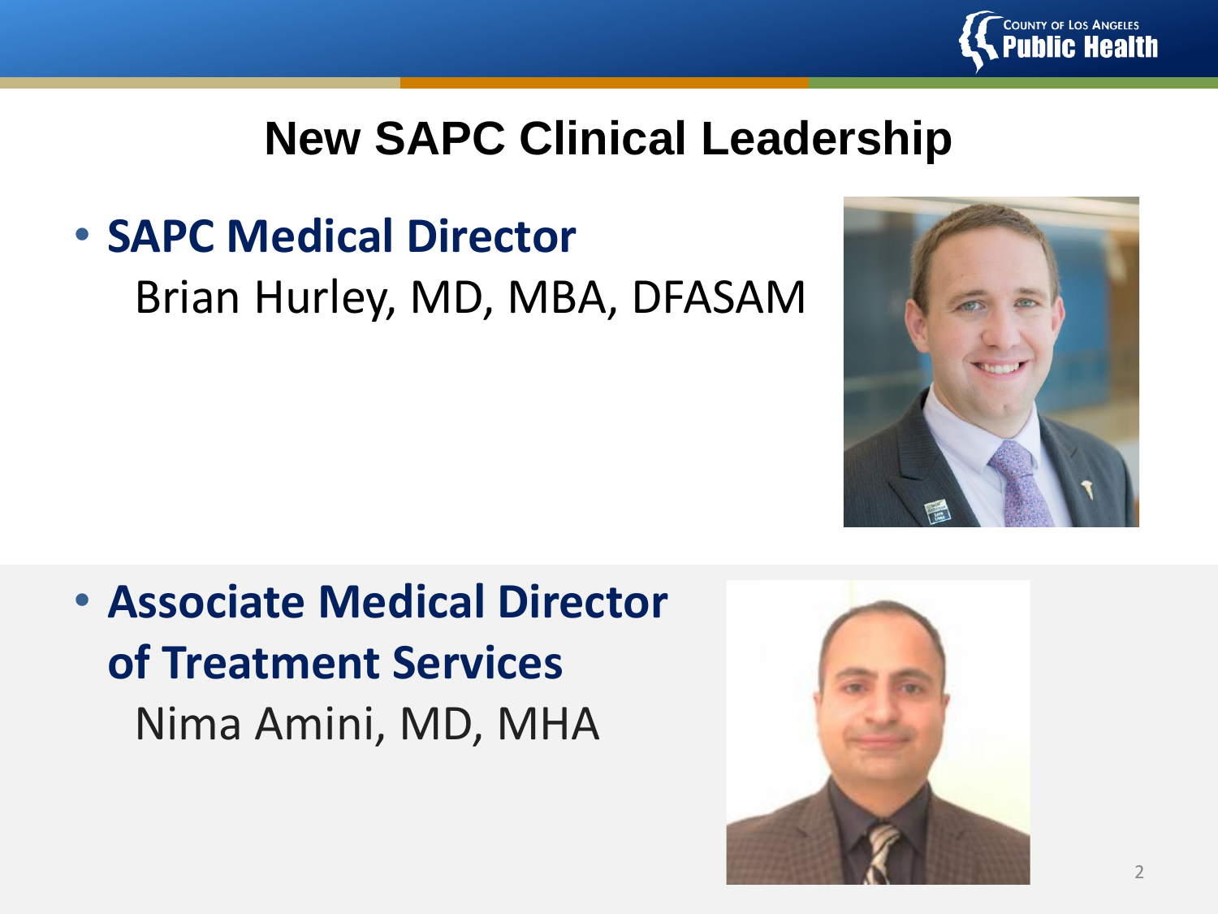# New SAPC Clinical Leadership

- **SAPC Medical Director**
  Brian Hurley, MD, MBA, DFASAM

- **Associate Medical Director of Treatment Services**
  Nima Amini, MD, MHA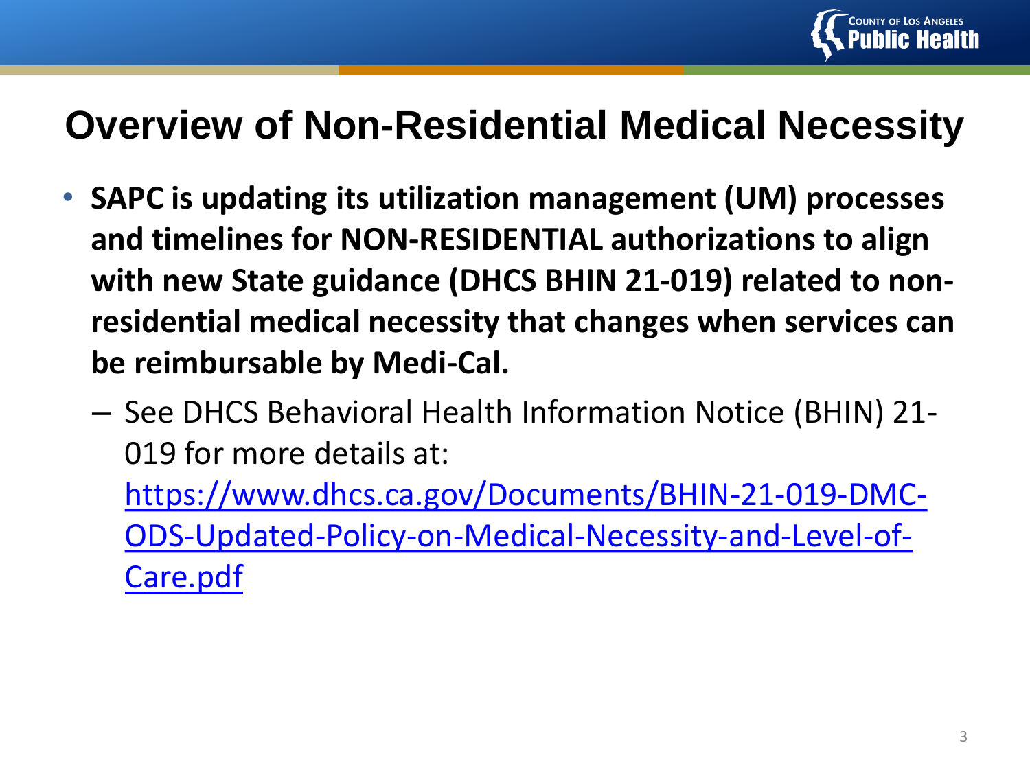# Overview of Non-Residential Medical Necessity

- **SAPC is updating its utilization management (UM) processes and timelines for NON-RESIDENTIAL authorizations to align with new State guidance (DHCS BHIN 21-019) related to non-residential medical necessity that changes when services can be reimbursable by Medi-Cal.**
  - See DHCS Behavioral Health Information Notice (BHIN) 21-019 for more details at: https://www.dhcs.ca.gov/Documents/BHIN-21-019-DMC-ODS-Updated-Policy-on-Medical-Necessity-and-Level-of-Care.pdf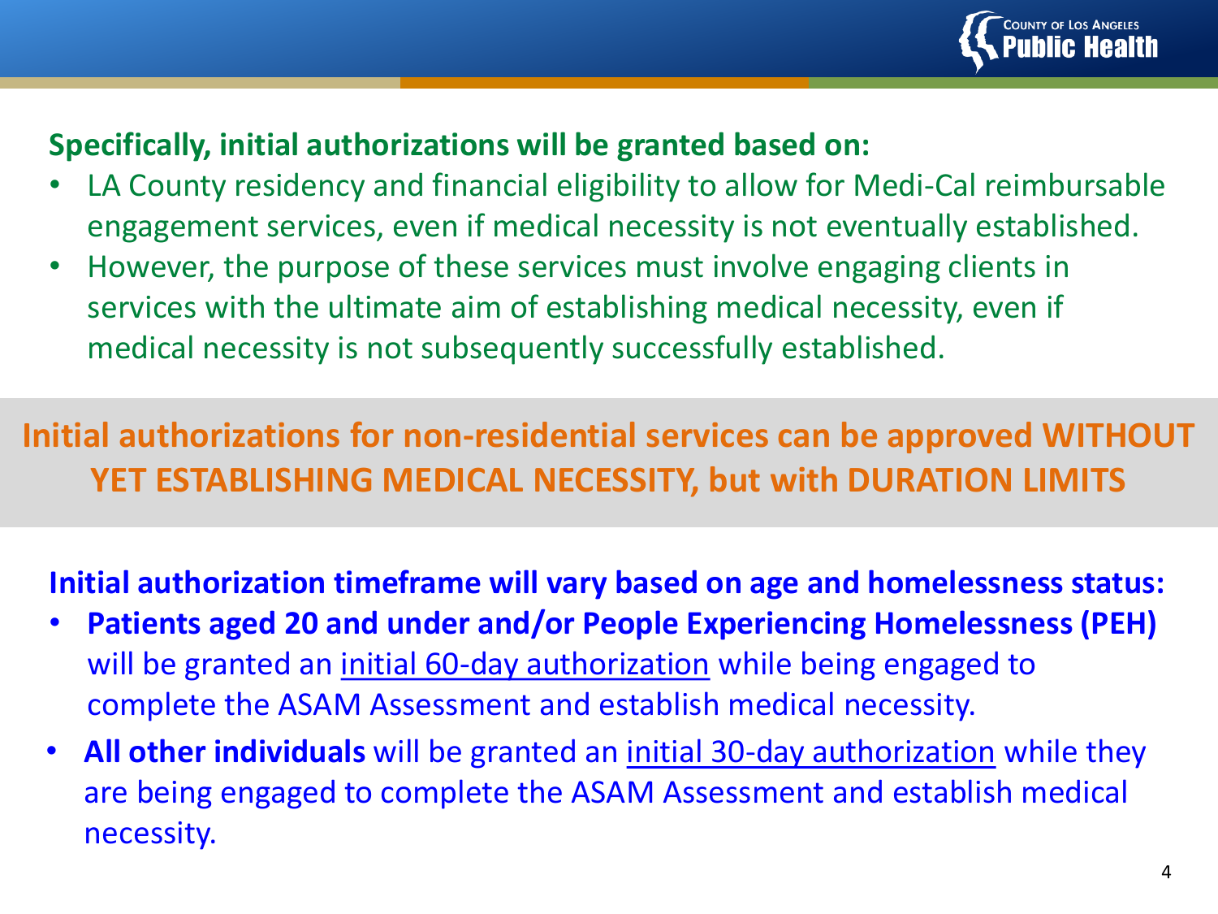**Specifically, initial authorizations will be granted based on:**

- LA County residency and financial eligibility to allow for Medi-Cal reimbursable engagement services, even if medical necessity is not eventually established.
- However, the purpose of these services must involve engaging clients in services with the ultimate aim of establishing medical necessity, even if medical necessity is not subsequently successfully established.

**Initial authorizations for non-residential services can be approved WITHOUT YET ESTABLISHING MEDICAL NECESSITY, but with DURATION LIMITS**

**Initial authorization timeframe will vary based on age and homelessness status:**

- **Patients aged 20 and under and/or People Experiencing Homelessness (PEH)** will be granted an initial 60-day authorization while being engaged to complete the ASAM Assessment and establish medical necessity.
- **All other individuals** will be granted an initial 30-day authorization while they are being engaged to complete the ASAM Assessment and establish medical necessity.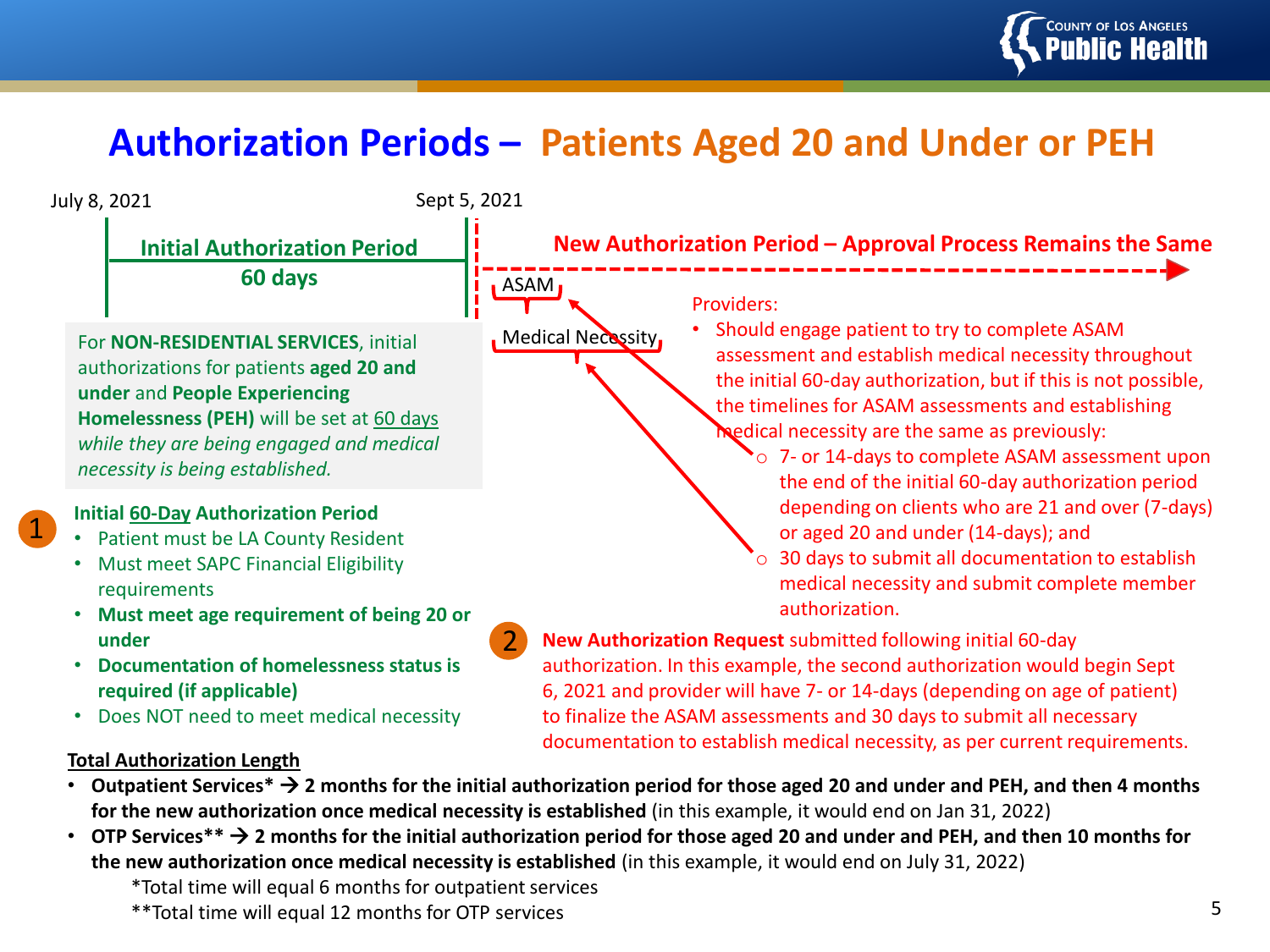# Authorization Periods – Patients Aged 20 and Under or PEH

July 8, 2021

Sept 5, 2021

**Initial Authorization Period**
**60 days**

**New Authorization Period – Approval Process Remains the Same**

ASAM

Medical Necessity

For **NON-RESIDENTIAL SERVICES**, initial authorizations for patients **aged 20 and under** and **People Experiencing Homelessness (PEH)** will be set at 60 days *while they are being engaged and medical necessity is being established.*

Providers:

- Should engage patient to try to complete ASAM assessment and establish medical necessity throughout the initial 60-day authorization, but if this is not possible, the timelines for ASAM assessments and establishing medical necessity are the same as previously:
  - 7- or 14-days to complete ASAM assessment upon the end of the initial 60-day authorization period depending on clients who are 21 and over (7-days) or aged 20 and under (14-days); and
  - 30 days to submit all documentation to establish medical necessity and submit complete member authorization.

1. **Initial 60-Day Authorization Period**
   - Patient must be LA County Resident
   - Must meet SAPC Financial Eligibility requirements
   - **Must meet age requirement of being 20 or under**
   - **Documentation of homelessness status is required (if applicable)**
   - Does NOT need to meet medical necessity

2. **New Authorization Request** submitted following initial 60-day authorization. In this example, the second authorization would begin Sept 6, 2021 and provider will have 7- or 14-days (depending on age of patient) to finalize the ASAM assessments and 30 days to submit all necessary documentation to establish medical necessity, as per current requirements.

**Total Authorization Length**

- **Outpatient Services* → 2 months for the initial authorization period for those aged 20 and under and PEH, and then 4 months for the new authorization once medical necessity is established** (in this example, it would end on Jan 31, 2022)
- **OTP Services** → 2 months for the initial authorization period for those aged 20 and under and PEH, and then 10 months for the new authorization once medical necessity is established** (in this example, it would end on July 31, 2022)

*Total time will equal 6 months for outpatient services

**Total time will equal 12 months for OTP services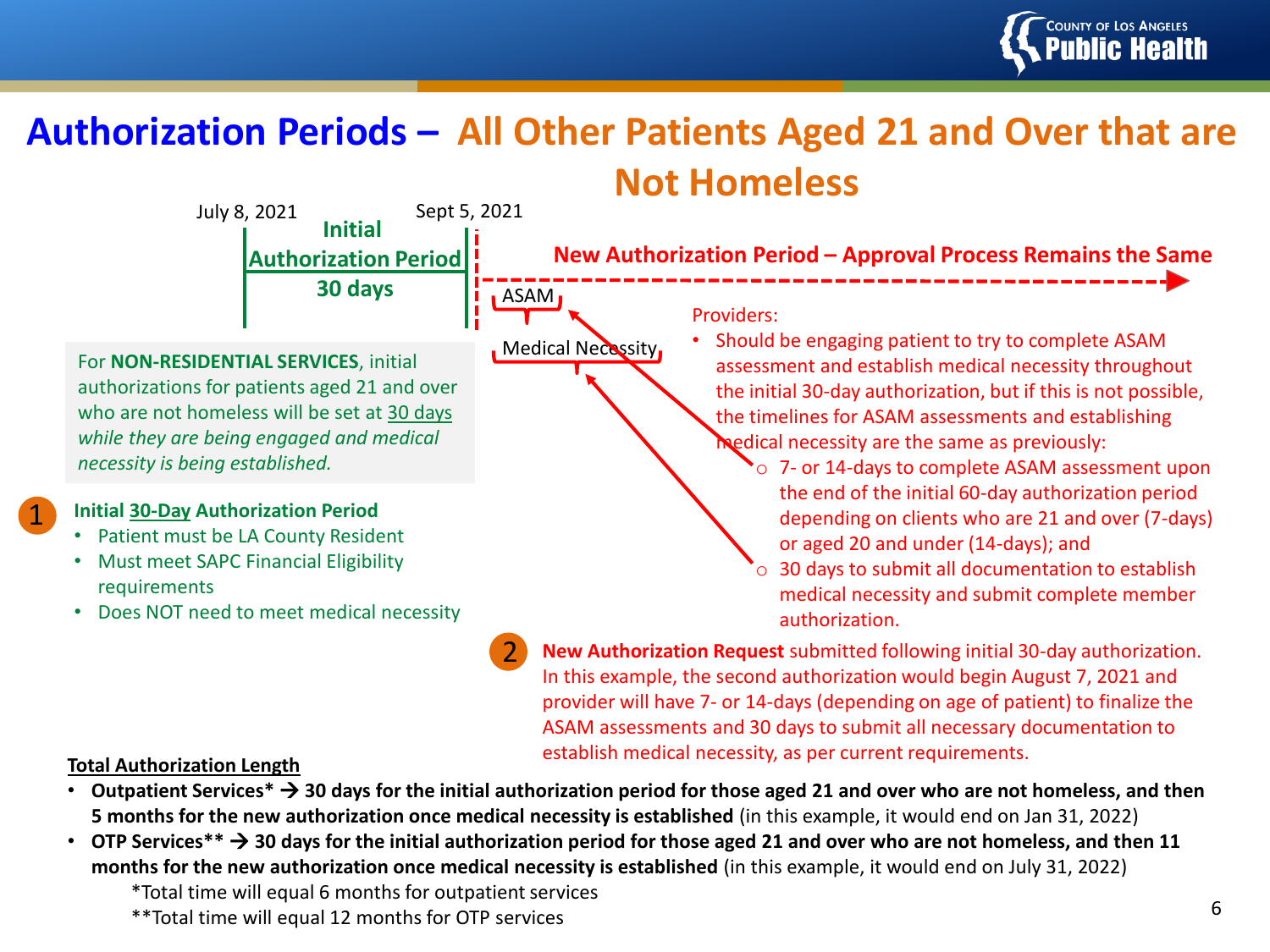# Authorization Periods – All Other Patients Aged 21 and Over that are Not Homeless

July 8, 2021 — **Initial Authorization Period 30 days** — Sept 5, 2021

**New Authorization Period – Approval Process Remains the Same**

ASAM

Medical Necessity

For **NON-RESIDENTIAL SERVICES**, initial authorizations for patients aged 21 and over who are not homeless will be set at 30 days *while they are being engaged and medical necessity is being established.*

1. **Initial 30-Day Authorization Period**
   - Patient must be LA County Resident
   - Must meet SAPC Financial Eligibility requirements
   - Does NOT need to meet medical necessity

Providers:

- Should be engaging patient to try to complete ASAM assessment and establish medical necessity throughout the initial 30-day authorization, but if this is not possible, the timelines for ASAM assessments and establishing medical necessity are the same as previously:
  - 7- or 14-days to complete ASAM assessment upon the end of the initial 60-day authorization period depending on clients who are 21 and over (7-days) or aged 20 and under (14-days); and
  - 30 days to submit all documentation to establish medical necessity and submit complete member authorization.

2. **New Authorization Request** submitted following initial 30-day authorization. In this example, the second authorization would begin August 7, 2021 and provider will have 7- or 14-days (depending on age of patient) to finalize the ASAM assessments and 30 days to submit all necessary documentation to establish medical necessity, as per current requirements.

**Total Authorization Length**

- **Outpatient Services* → 30 days for the initial authorization period for those aged 21 and over who are not homeless, and then 5 months for the new authorization once medical necessity is established** (in this example, it would end on Jan 31, 2022)
- **OTP Services** → 30 days for the initial authorization period for those aged 21 and over who are not homeless, and then 11 months for the new authorization once medical necessity is established** (in this example, it would end on July 31, 2022)

  *Total time will equal 6 months for outpatient services

  **Total time will equal 12 months for OTP services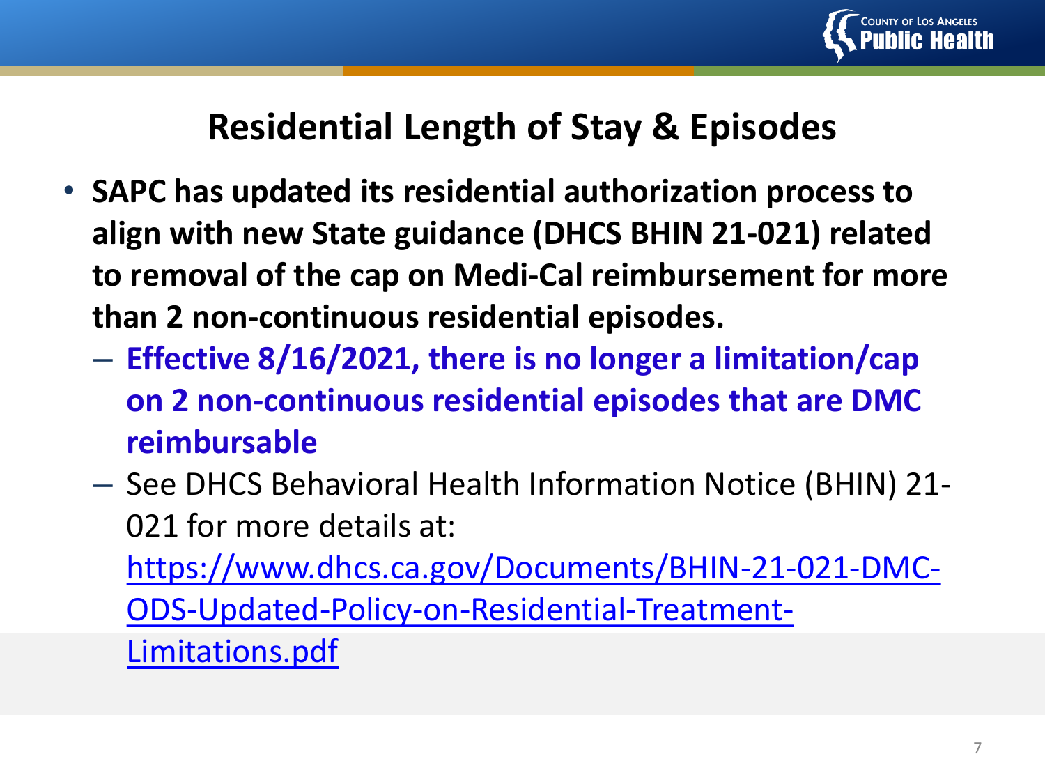# Residential Length of Stay & Episodes

- **SAPC has updated its residential authorization process to align with new State guidance (DHCS BHIN 21-021) related to removal of the cap on Medi-Cal reimbursement for more than 2 non-continuous residential episodes.**
  - **Effective 8/16/2021, there is no longer a limitation/cap on 2 non-continuous residential episodes that are DMC reimbursable**
  - See DHCS Behavioral Health Information Notice (BHIN) 21-021 for more details at: https://www.dhcs.ca.gov/Documents/BHIN-21-021-DMC-ODS-Updated-Policy-on-Residential-Treatment-Limitations.pdf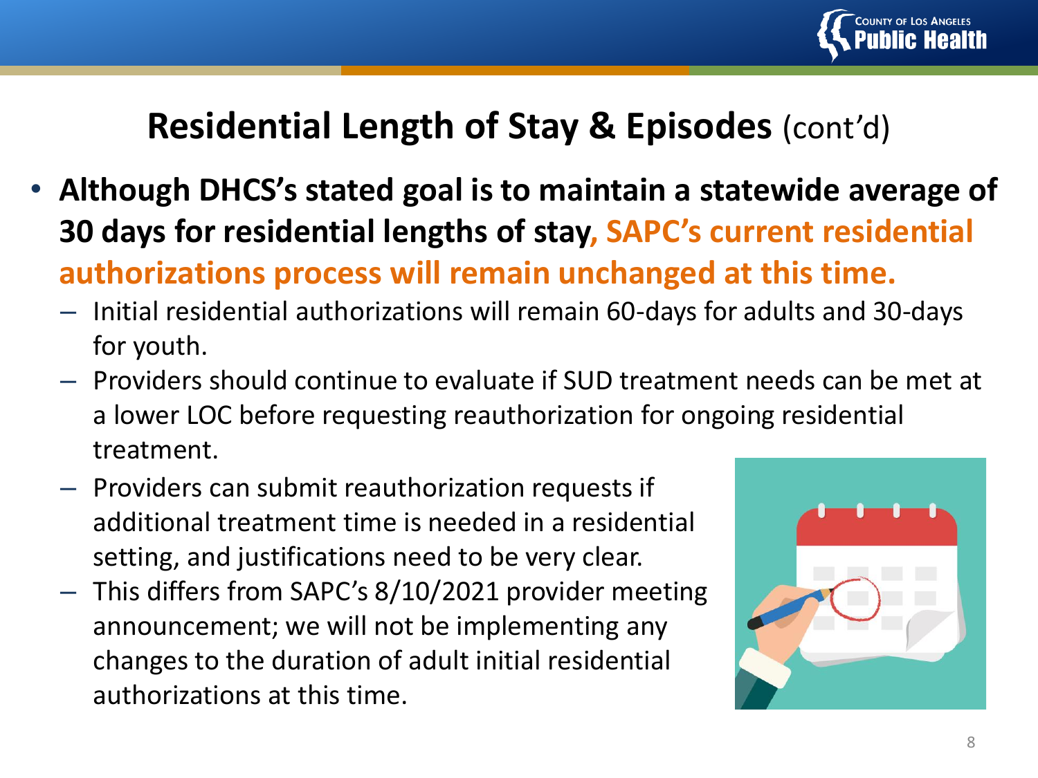# Residential Length of Stay & Episodes (cont'd)

- **Although DHCS's stated goal is to maintain a statewide average of 30 days for residential lengths of stay, SAPC's current residential authorizations process will remain unchanged at this time.**
  - Initial residential authorizations will remain 60-days for adults and 30-days for youth.
  - Providers should continue to evaluate if SUD treatment needs can be met at a lower LOC before requesting reauthorization for ongoing residential treatment.
  - Providers can submit reauthorization requests if additional treatment time is needed in a residential setting, and justifications need to be very clear.
  - This differs from SAPC's 8/10/2021 provider meeting announcement; we will not be implementing any changes to the duration of adult initial residential authorizations at this time.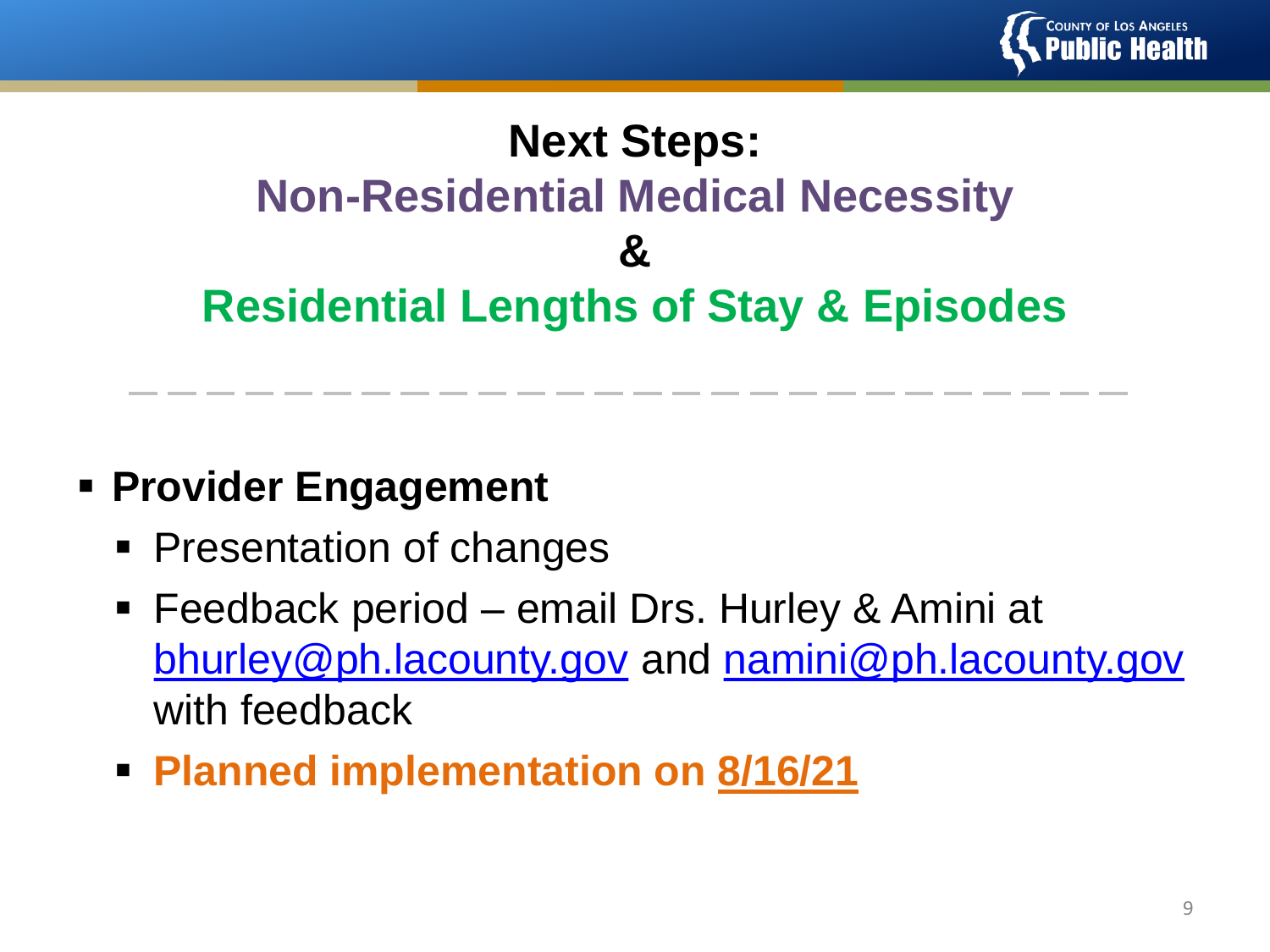# Next Steps:

## Non-Residential Medical Necessity

## &

## Residential Lengths of Stay & Episodes

- **Provider Engagement**
  - Presentation of changes
  - Feedback period – email Drs. Hurley & Amini at [bhurley@ph.lacounty.gov](mailto:bhurley@ph.lacounty.gov) and [namini@ph.lacounty.gov](mailto:namini@ph.lacounty.gov) with feedback
  - **Planned implementation on 8/16/21**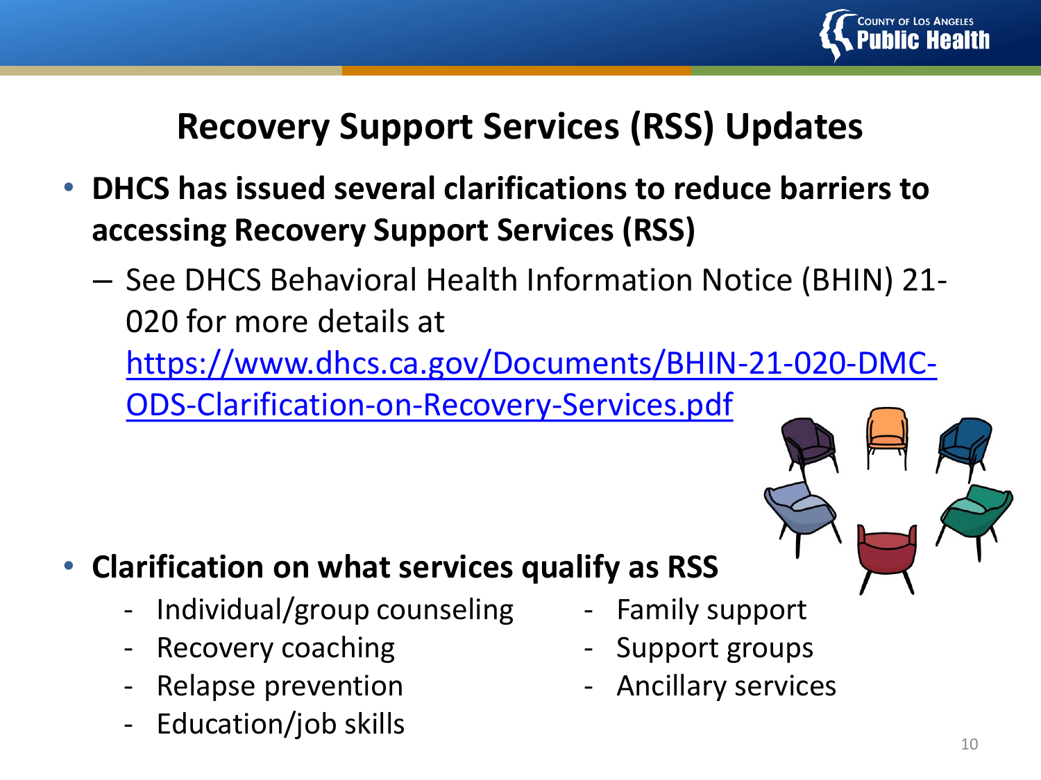# Recovery Support Services (RSS) Updates

- **DHCS has issued several clarifications to reduce barriers to accessing Recovery Support Services (RSS)**
  - See DHCS Behavioral Health Information Notice (BHIN) 21-020 for more details at [https://www.dhcs.ca.gov/Documents/BHIN-21-020-DMC-ODS-Clarification-on-Recovery-Services.pdf](https://www.dhcs.ca.gov/Documents/BHIN-21-020-DMC-ODS-Clarification-on-Recovery-Services.pdf)

- **Clarification on what services qualify as RSS**
  - Individual/group counseling
  - Recovery coaching
  - Relapse prevention
  - Education/job skills
  - Family support
  - Support groups
  - Ancillary services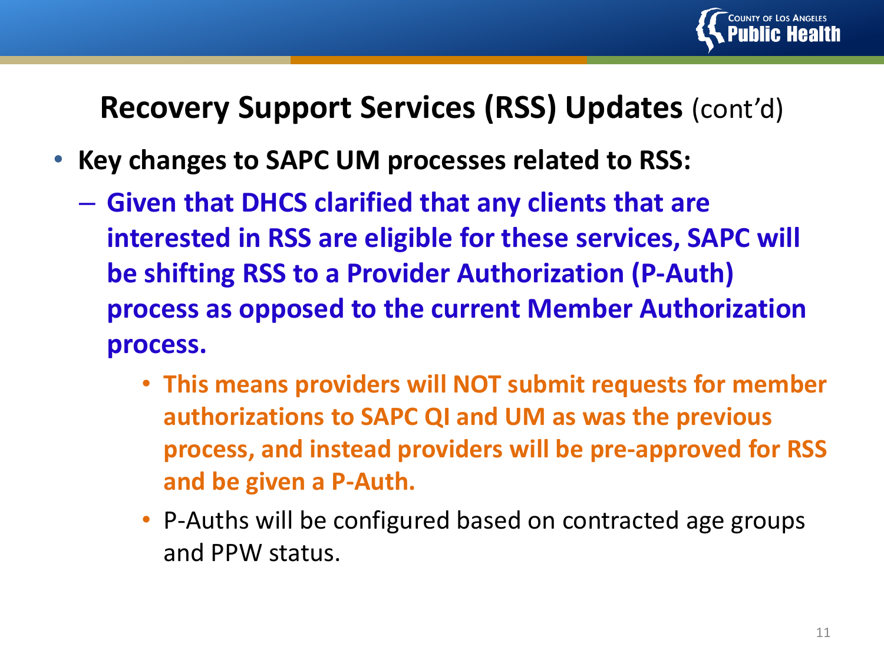## Recovery Support Services (RSS) Updates (cont'd)

- **Key changes to SAPC UM processes related to RSS:**
  - **Given that DHCS clarified that any clients that are interested in RSS are eligible for these services, SAPC will be shifting RSS to a Provider Authorization (P-Auth) process as opposed to the current Member Authorization process.**
    - **This means providers will NOT submit requests for member authorizations to SAPC QI and UM as was the previous process, and instead providers will be pre-approved for RSS and be given a P-Auth.**
    - P-Auths will be configured based on contracted age groups and PPW status.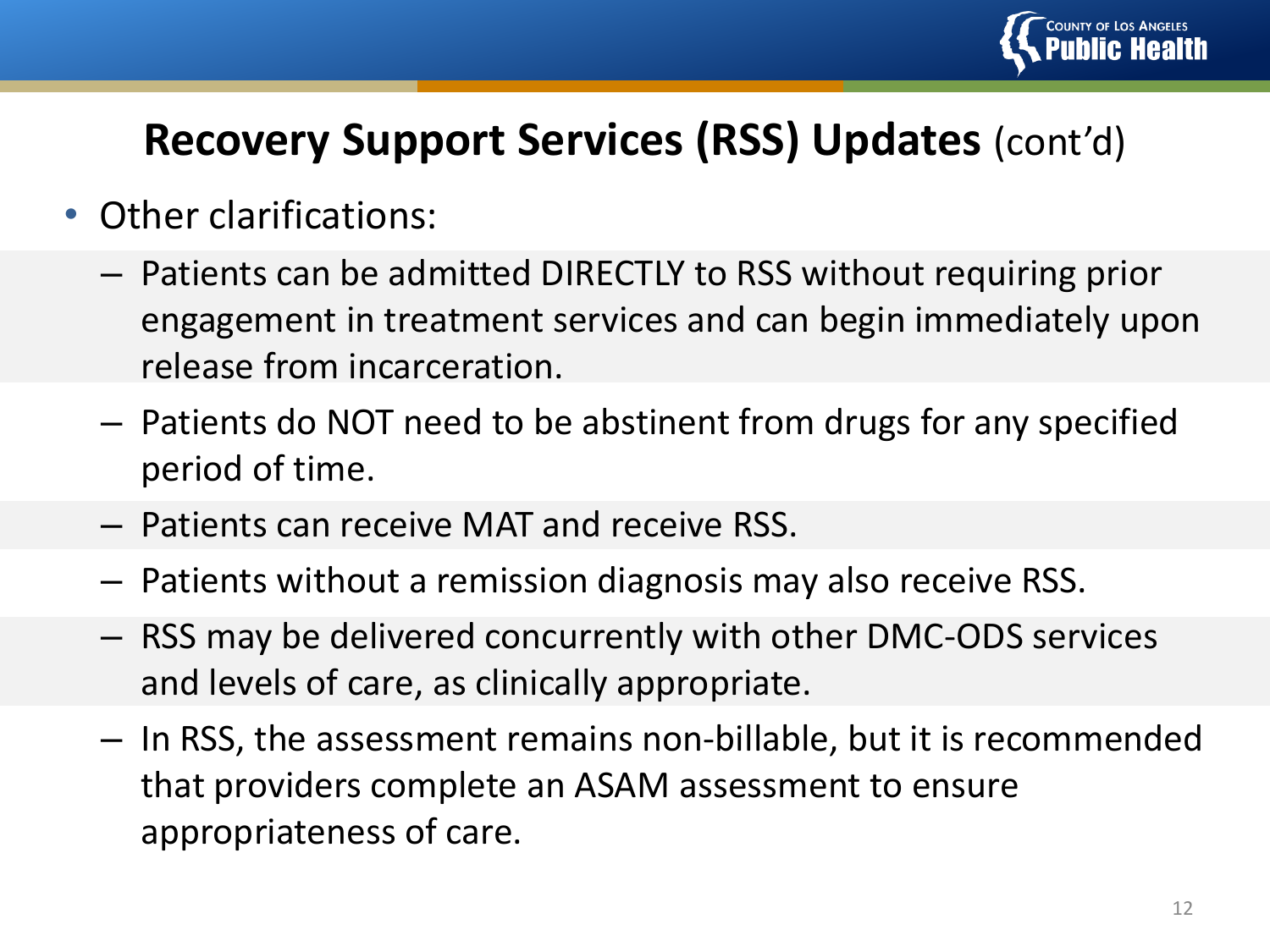# Recovery Support Services (RSS) Updates (cont'd)

- Other clarifications:
  - Patients can be admitted DIRECTLY to RSS without requiring prior engagement in treatment services and can begin immediately upon release from incarceration.
  - Patients do NOT need to be abstinent from drugs for any specified period of time.
  - Patients can receive MAT and receive RSS.
  - Patients without a remission diagnosis may also receive RSS.
  - RSS may be delivered concurrently with other DMC-ODS services and levels of care, as clinically appropriate.
  - In RSS, the assessment remains non-billable, but it is recommended that providers complete an ASAM assessment to ensure appropriateness of care.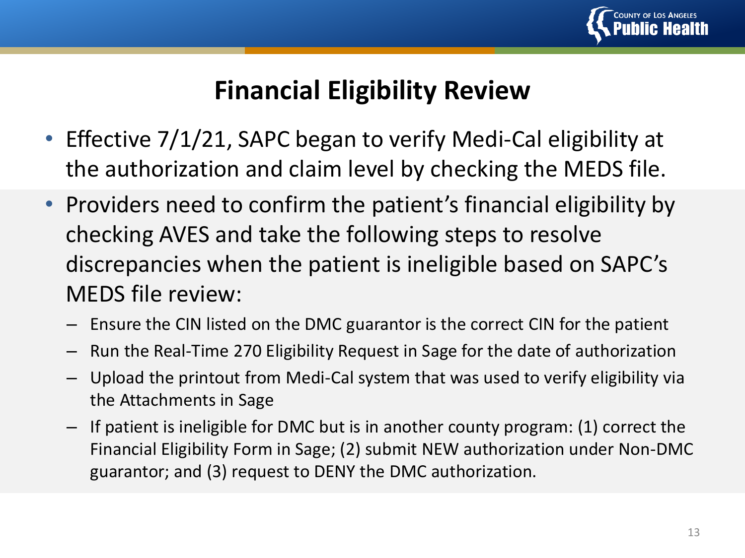# Financial Eligibility Review

- Effective 7/1/21, SAPC began to verify Medi-Cal eligibility at the authorization and claim level by checking the MEDS file.
- Providers need to confirm the patient's financial eligibility by checking AVES and take the following steps to resolve discrepancies when the patient is ineligible based on SAPC's MEDS file review:
  - Ensure the CIN listed on the DMC guarantor is the correct CIN for the patient
  - Run the Real-Time 270 Eligibility Request in Sage for the date of authorization
  - Upload the printout from Medi-Cal system that was used to verify eligibility via the Attachments in Sage
  - If patient is ineligible for DMC but is in another county program: (1) correct the Financial Eligibility Form in Sage; (2) submit NEW authorization under Non-DMC guarantor; and (3) request to DENY the DMC authorization.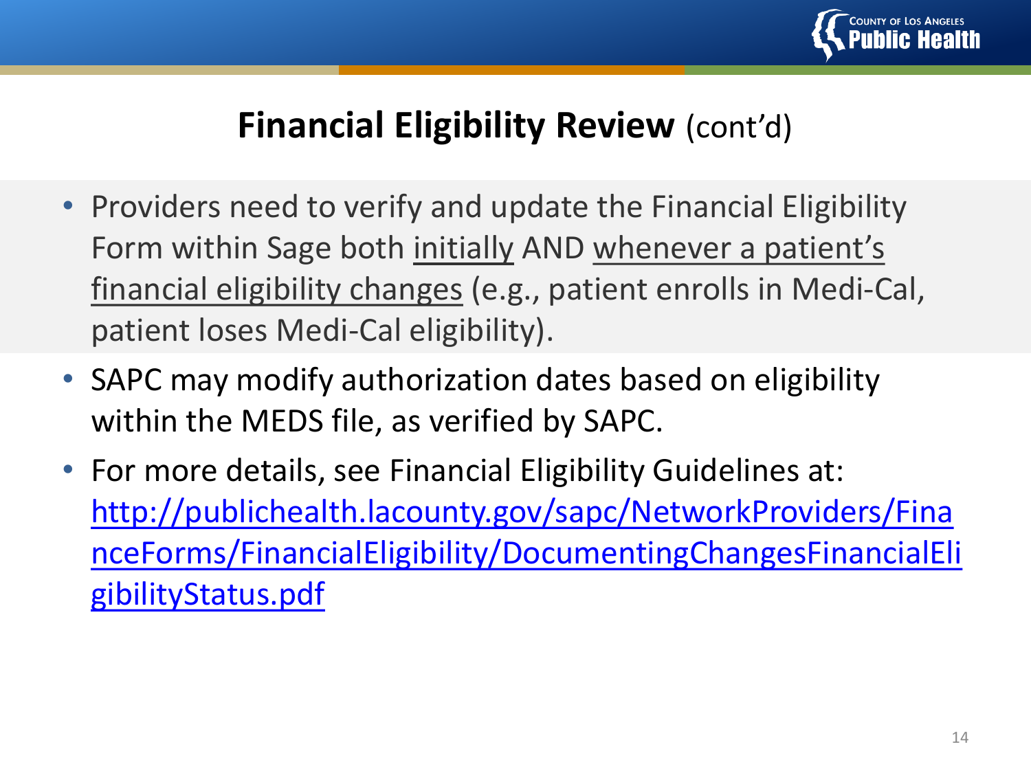# **Financial Eligibility Review** (cont'd)

- Providers need to verify and update the Financial Eligibility Form within Sage both initially AND whenever a patient's financial eligibility changes (e.g., patient enrolls in Medi-Cal, patient loses Medi-Cal eligibility).
- SAPC may modify authorization dates based on eligibility within the MEDS file, as verified by SAPC.
- For more details, see Financial Eligibility Guidelines at: http://publichealth.lacounty.gov/sapc/NetworkProviders/FinanceForms/FinancialEligibility/DocumentingChangesFinancialEligibilityStatus.pdf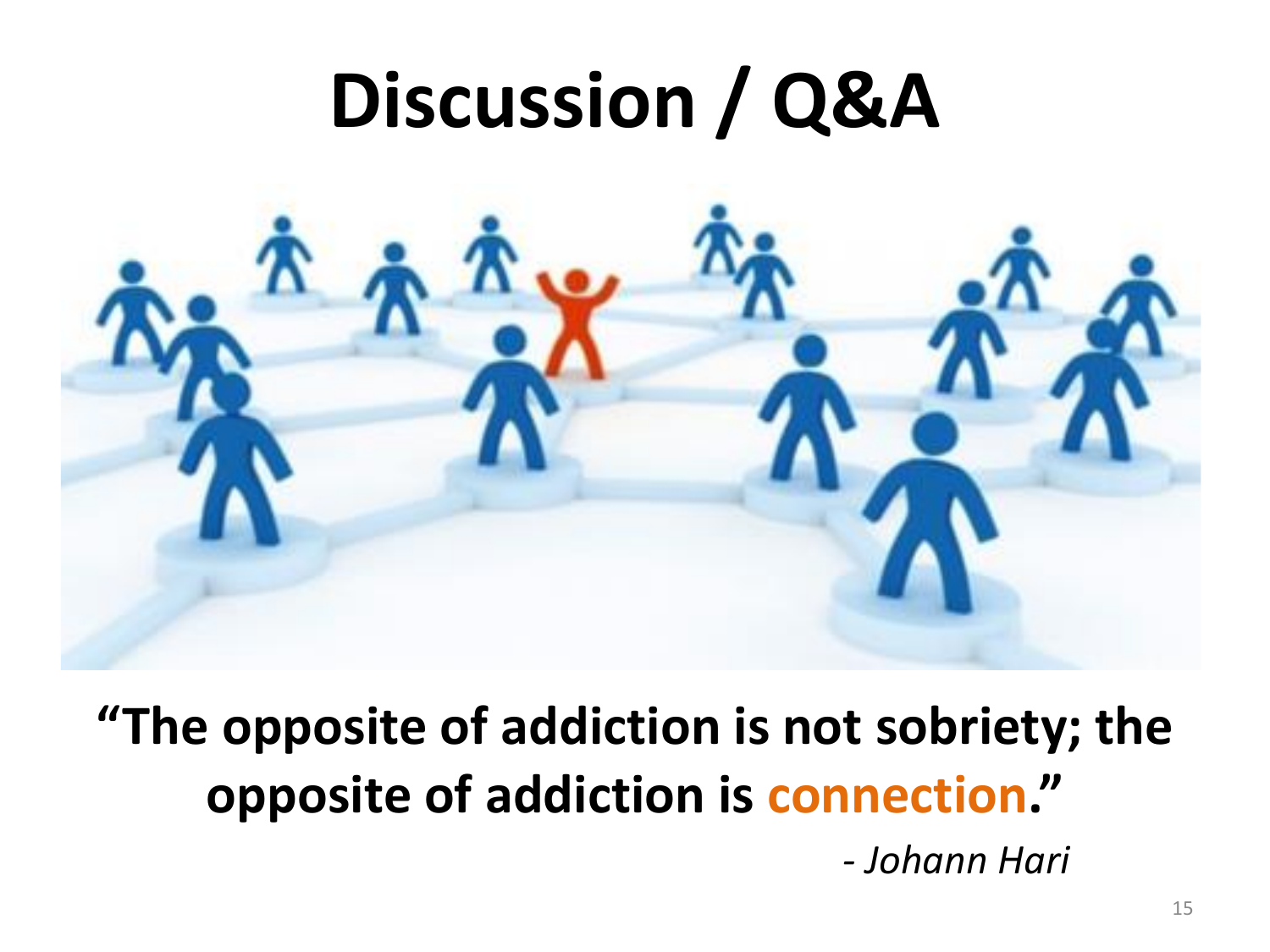# Discussion / Q&A

**"The opposite of addiction is not sobriety; the opposite of addiction is connection."**

*- Johann Hari*